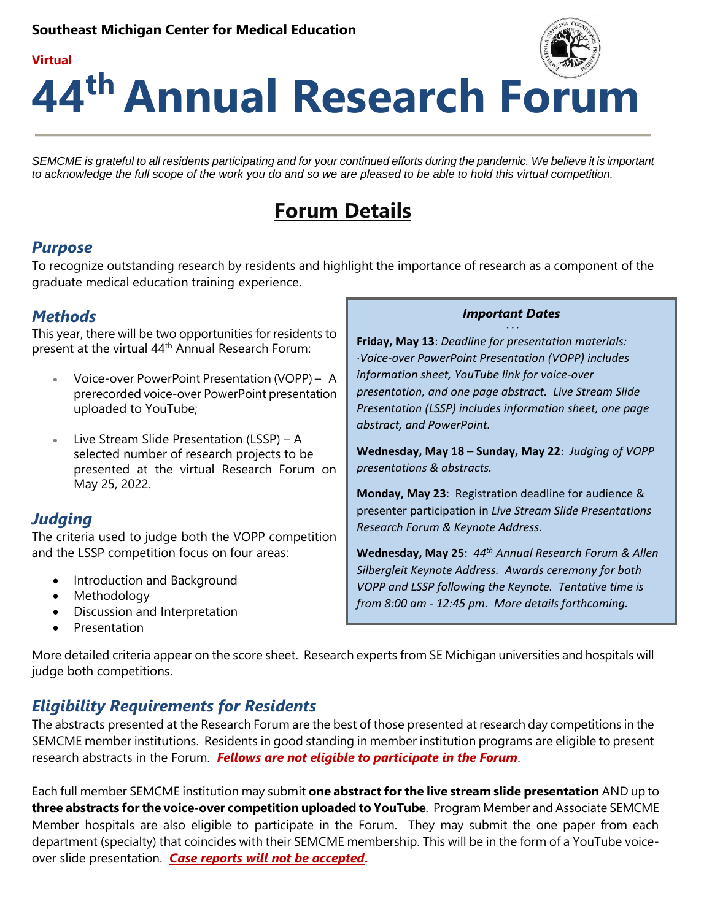**Southeast Michigan Center for Medical Education**

**Virtual**

# 44th Annual Research Forum

*SEMCME is grateful to all residents participating and for your continued efforts during the pandemic. We believe it is important to acknowledge the full scope of the work you do and so we are pleased to be able to hold this virtual competition.*

## Forum Details

### *Purpose*

To recognize outstanding research by residents and highlight the importance of research as a component of the graduate medical education training experience.

### *Methods*

This year, there will be two opportunities for residents to present at the virtual 44th Annual Research Forum:

- Voice-over PowerPoint Presentation (VOPP) – A prerecorded voice-over PowerPoint presentation uploaded to YouTube;
- Live Stream Slide Presentation (LSSP) – A selected number of research projects to be presented at the virtual Research Forum on May 25, 2022.

### *Judging*

The criteria used to judge both the VOPP competition and the LSSP competition focus on four areas:

- Introduction and Background
- Methodology
- Discussion and Interpretation
- Presentation

> ***Important Dates***
>
> **Friday, May 13**: *Deadline for presentation materials: ·Voice-over PowerPoint Presentation (VOPP) includes information sheet, YouTube link for voice-over presentation, and one page abstract. Live Stream Slide Presentation (LSSP) includes information sheet, one page abstract, and PowerPoint.*
>
> **Wednesday, May 18 – Sunday, May 22**: *Judging of VOPP presentations & abstracts.*
>
> **Monday, May 23**: Registration deadline for audience & presenter participation in *Live Stream Slide Presentations Research Forum & Keynote Address.*
>
> **Wednesday, May 25**: *44th Annual Research Forum & Allen Silbergleit Keynote Address. Awards ceremony for both VOPP and LSSP following the Keynote. Tentative time is from 8:00 am - 12:45 pm. More details forthcoming.*

More detailed criteria appear on the score sheet. Research experts from SE Michigan universities and hospitals will judge both competitions.

### *Eligibility Requirements for Residents*

The abstracts presented at the Research Forum are the best of those presented at research day competitions in the SEMCME member institutions. Residents in good standing in member institution programs are eligible to present research abstracts in the Forum. ***Fellows are not eligible to participate in the Forum***.

Each full member SEMCME institution may submit **one abstract for the live stream slide presentation** AND up to **three abstracts for the voice-over competition uploaded to YouTube**. Program Member and Associate SEMCME Member hospitals are also eligible to participate in the Forum. They may submit the one paper from each department (specialty) that coincides with their SEMCME membership. This will be in the form of a YouTube voice-over slide presentation. ***Case reports will not be accepted***.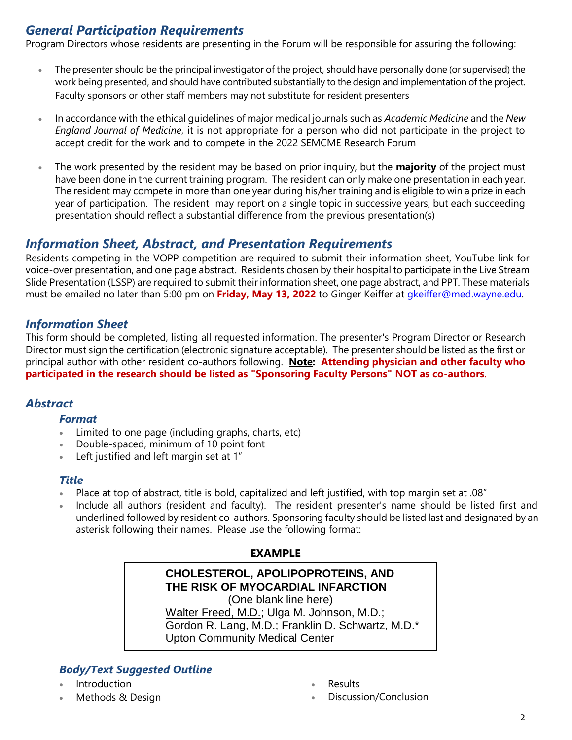## *General Participation Requirements*

Program Directors whose residents are presenting in the Forum will be responsible for assuring the following:

- The presenter should be the principal investigator of the project, should have personally done (or supervised) the work being presented, and should have contributed substantially to the design and implementation of the project. Faculty sponsors or other staff members may not substitute for resident presenters
- In accordance with the ethical guidelines of major medical journals such as *Academic Medicine* and the *New England Journal of Medicine*, it is not appropriate for a person who did not participate in the project to accept credit for the work and to compete in the 2022 SEMCME Research Forum
- The work presented by the resident may be based on prior inquiry, but the **majority** of the project must have been done in the current training program. The resident can only make one presentation in each year. The resident may compete in more than one year during his/her training and is eligible to win a prize in each year of participation. The resident may report on a single topic in successive years, but each succeeding presentation should reflect a substantial difference from the previous presentation(s)

## *Information Sheet, Abstract, and Presentation Requirements*

Residents competing in the VOPP competition are required to submit their information sheet, YouTube link for voice-over presentation, and one page abstract. Residents chosen by their hospital to participate in the Live Stream Slide Presentation (LSSP) are required to submit their information sheet, one page abstract, and PPT. These materials must be emailed no later than 5:00 pm on **Friday, May 13, 2022** to Ginger Keiffer at gkeiffer@med.wayne.edu.

### *Information Sheet*

This form should be completed, listing all requested information. The presenter's Program Director or Research Director must sign the certification (electronic signature acceptable). The presenter should be listed as the first or principal author with other resident co-authors following. **Note: Attending physician and other faculty who participated in the research should be listed as "Sponsoring Faculty Persons" NOT as co-authors**.

### *Abstract*

#### *Format*

- Limited to one page (including graphs, charts, etc)
- Double-spaced, minimum of 10 point font
- Left justified and left margin set at 1"

#### *Title*

- Place at top of abstract, title is bold, capitalized and left justified, with top margin set at .08"
- Include all authors (resident and faculty). The resident presenter's name should be listed first and underlined followed by resident co-authors. Sponsoring faculty should be listed last and designated by an asterisk following their names. Please use the following format:

**EXAMPLE**

> **CHOLESTEROL, APOLIPOPROTEINS, AND THE RISK OF MYOCARDIAL INFARCTION**
>
> (One blank line here)
>
> <u>Walter Freed, M.D.</u>; Ulga M. Johnson, M.D.; Gordon R. Lang, M.D.; Franklin D. Schwartz, M.D.*
> Upton Community Medical Center

#### *Body/Text Suggested Outline*

- Introduction
- Methods & Design
- Results
- Discussion/Conclusion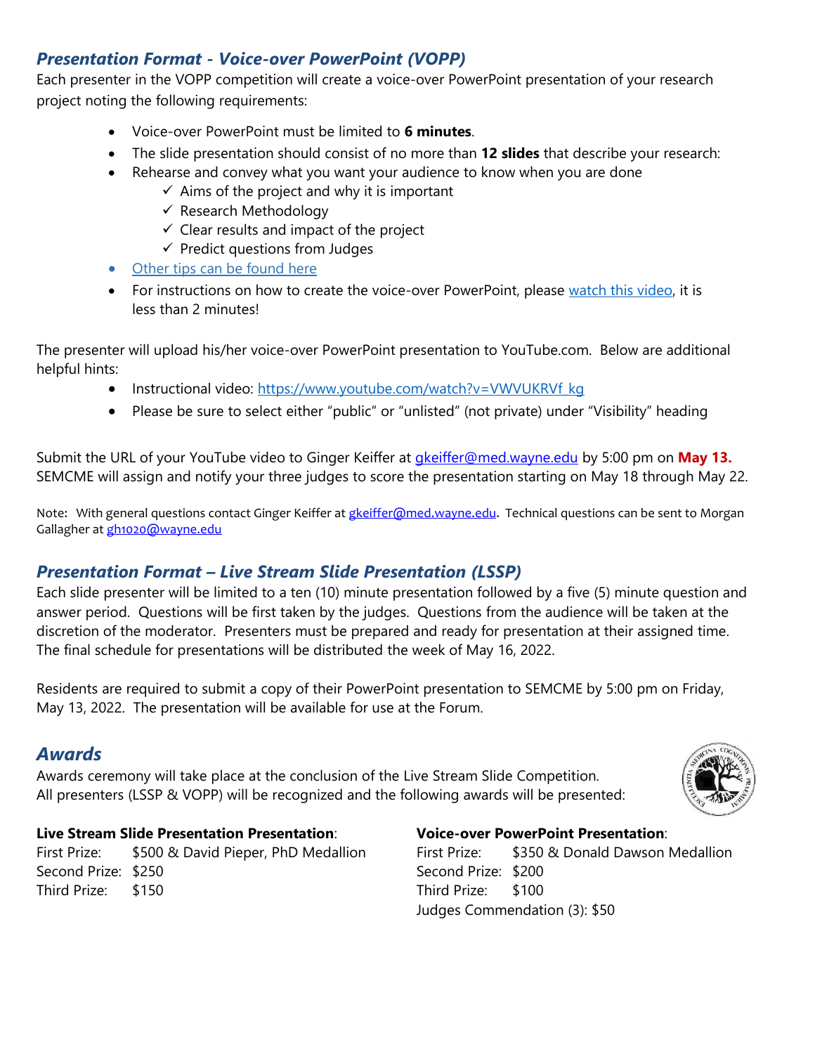### *Presentation Format - Voice-over PowerPoint (VOPP)*

Each presenter in the VOPP competition will create a voice-over PowerPoint presentation of your research project noting the following requirements:

- Voice-over PowerPoint must be limited to **6 minutes**.
- The slide presentation should consist of no more than **12 slides** that describe your research:
- Rehearse and convey what you want your audience to know when you are done
  - ✓ Aims of the project and why it is important
  - ✓ Research Methodology
  - ✓ Clear results and impact of the project
  - ✓ Predict questions from Judges
- Other tips can be found here
- For instructions on how to create the voice-over PowerPoint, please watch this video, it is less than 2 minutes!

The presenter will upload his/her voice-over PowerPoint presentation to YouTube.com. Below are additional helpful hints:

- Instructional video: https://www.youtube.com/watch?v=VWVUKRVf_kg
- Please be sure to select either "public" or "unlisted" (not private) under "Visibility" heading

Submit the URL of your YouTube video to Ginger Keiffer at gkeiffer@med.wayne.edu by 5:00 pm on **May 13.** SEMCME will assign and notify your three judges to score the presentation starting on May 18 through May 22.

Note**:** With general questions contact Ginger Keiffer at gkeiffer@med.wayne.edu**.** Technical questions can be sent to Morgan Gallagher at gh1020@wayne.edu

### *Presentation Format – Live Stream Slide Presentation (LSSP)*

Each slide presenter will be limited to a ten (10) minute presentation followed by a five (5) minute question and answer period. Questions will be first taken by the judges. Questions from the audience will be taken at the discretion of the moderator. Presenters must be prepared and ready for presentation at their assigned time. The final schedule for presentations will be distributed the week of May 16, 2022.

Residents are required to submit a copy of their PowerPoint presentation to SEMCME by 5:00 pm on Friday, May 13, 2022. The presentation will be available for use at the Forum.

### *Awards*

Awards ceremony will take place at the conclusion of the Live Stream Slide Competition. All presenters (LSSP & VOPP) will be recognized and the following awards will be presented:

**Live Stream Slide Presentation Presentation**:

First Prize: $500 & David Pieper, PhD Medallion
Second Prize: $250
Third Prize: $150

**Voice-over PowerPoint Presentation**:

First Prize: $350 & Donald Dawson Medallion
Second Prize: $200
Third Prize: $100
Judges Commendation (3): $50